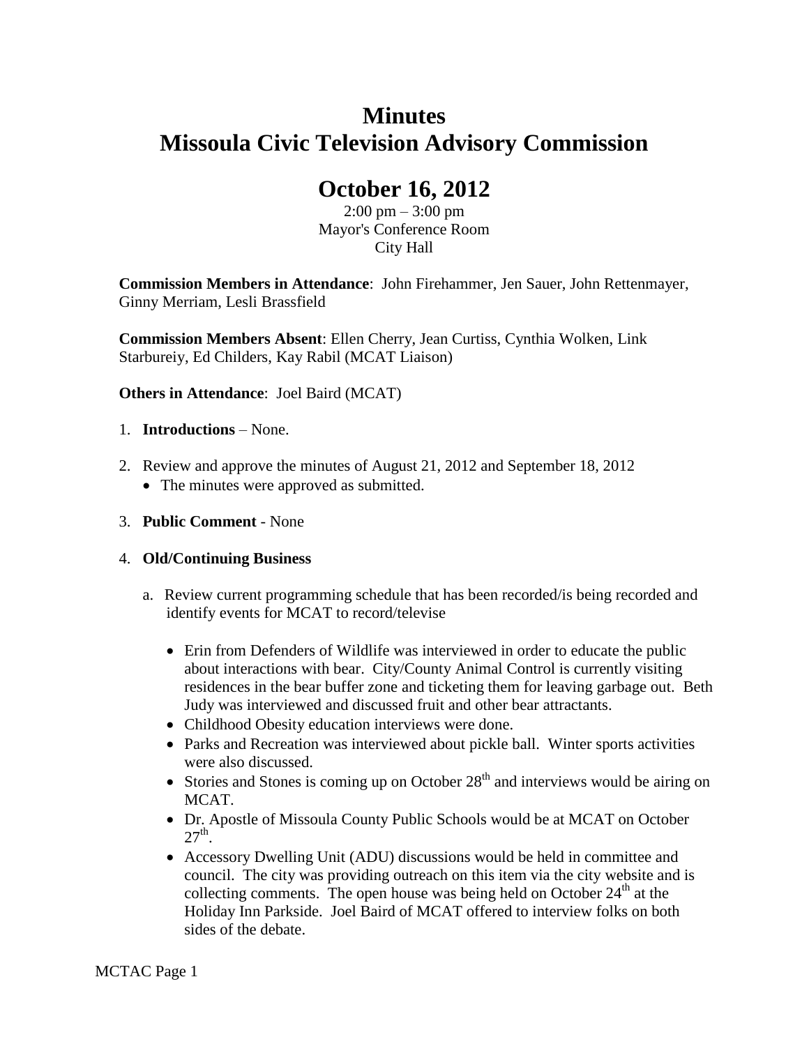# Minutes
# Missoula Civic Television Advisory Commission

## October 16, 2012

2:00 pm – 3:00 pm
Mayor's Conference Room
City Hall

**Commission Members in Attendance**: John Firehammer, Jen Sauer, John Rettenmayer, Ginny Merriam, Lesli Brassfield

**Commission Members Absent**: Ellen Cherry, Jean Curtiss, Cynthia Wolken, Link Starbureiy, Ed Childers, Kay Rabil (MCAT Liaison)

**Others in Attendance**: Joel Baird (MCAT)

1. **Introductions** – None.
2. Review and approve the minutes of August 21, 2012 and September 18, 2012
   - The minutes were approved as submitted.
3. **Public Comment** - None
4. **Old/Continuing Business**
   a. Review current programming schedule that has been recorded/is being recorded and identify events for MCAT to record/televise
      - Erin from Defenders of Wildlife was interviewed in order to educate the public about interactions with bear. City/County Animal Control is currently visiting residences in the bear buffer zone and ticketing them for leaving garbage out. Beth Judy was interviewed and discussed fruit and other bear attractants.
      - Childhood Obesity education interviews were done.
      - Parks and Recreation was interviewed about pickle ball. Winter sports activities were also discussed.
      - Stories and Stones is coming up on October 28th and interviews would be airing on MCAT.
      - Dr. Apostle of Missoula County Public Schools would be at MCAT on October 27th.
      - Accessory Dwelling Unit (ADU) discussions would be held in committee and council. The city was providing outreach on this item via the city website and is collecting comments. The open house was being held on October 24th at the Holiday Inn Parkside. Joel Baird of MCAT offered to interview folks on both sides of the debate.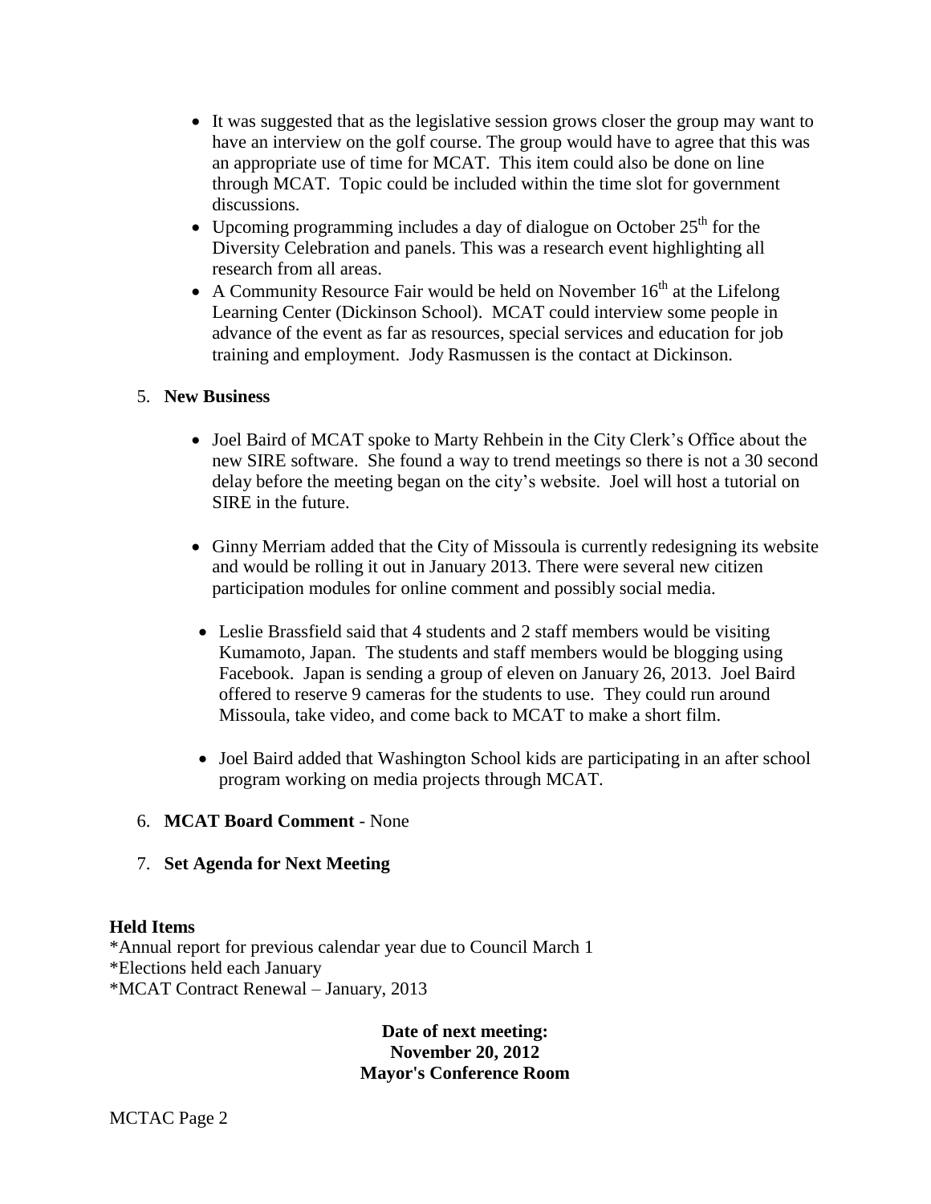- It was suggested that as the legislative session grows closer the group may want to have an interview on the golf course. The group would have to agree that this was an appropriate use of time for MCAT. This item could also be done on line through MCAT. Topic could be included within the time slot for government discussions.
- Upcoming programming includes a day of dialogue on October 25th for the Diversity Celebration and panels. This was a research event highlighting all research from all areas.
- A Community Resource Fair would be held on November 16th at the Lifelong Learning Center (Dickinson School). MCAT could interview some people in advance of the event as far as resources, special services and education for job training and employment. Jody Rasmussen is the contact at Dickinson.

5. **New Business**

   - Joel Baird of MCAT spoke to Marty Rehbein in the City Clerk's Office about the new SIRE software. She found a way to trend meetings so there is not a 30 second delay before the meeting began on the city's website. Joel will host a tutorial on SIRE in the future.

   - Ginny Merriam added that the City of Missoula is currently redesigning its website and would be rolling it out in January 2013. There were several new citizen participation modules for online comment and possibly social media.

   - Leslie Brassfield said that 4 students and 2 staff members would be visiting Kumamoto, Japan. The students and staff members would be blogging using Facebook. Japan is sending a group of eleven on January 26, 2013. Joel Baird offered to reserve 9 cameras for the students to use. They could run around Missoula, take video, and come back to MCAT to make a short film.

   - Joel Baird added that Washington School kids are participating in an after school program working on media projects through MCAT.

6. **MCAT Board Comment** - None

7. **Set Agenda for Next Meeting**

**Held Items**

*Annual report for previous calendar year due to Council March 1
*Elections held each January
*MCAT Contract Renewal – January, 2013

**Date of next meeting:**
**November 20, 2012**
**Mayor's Conference Room**